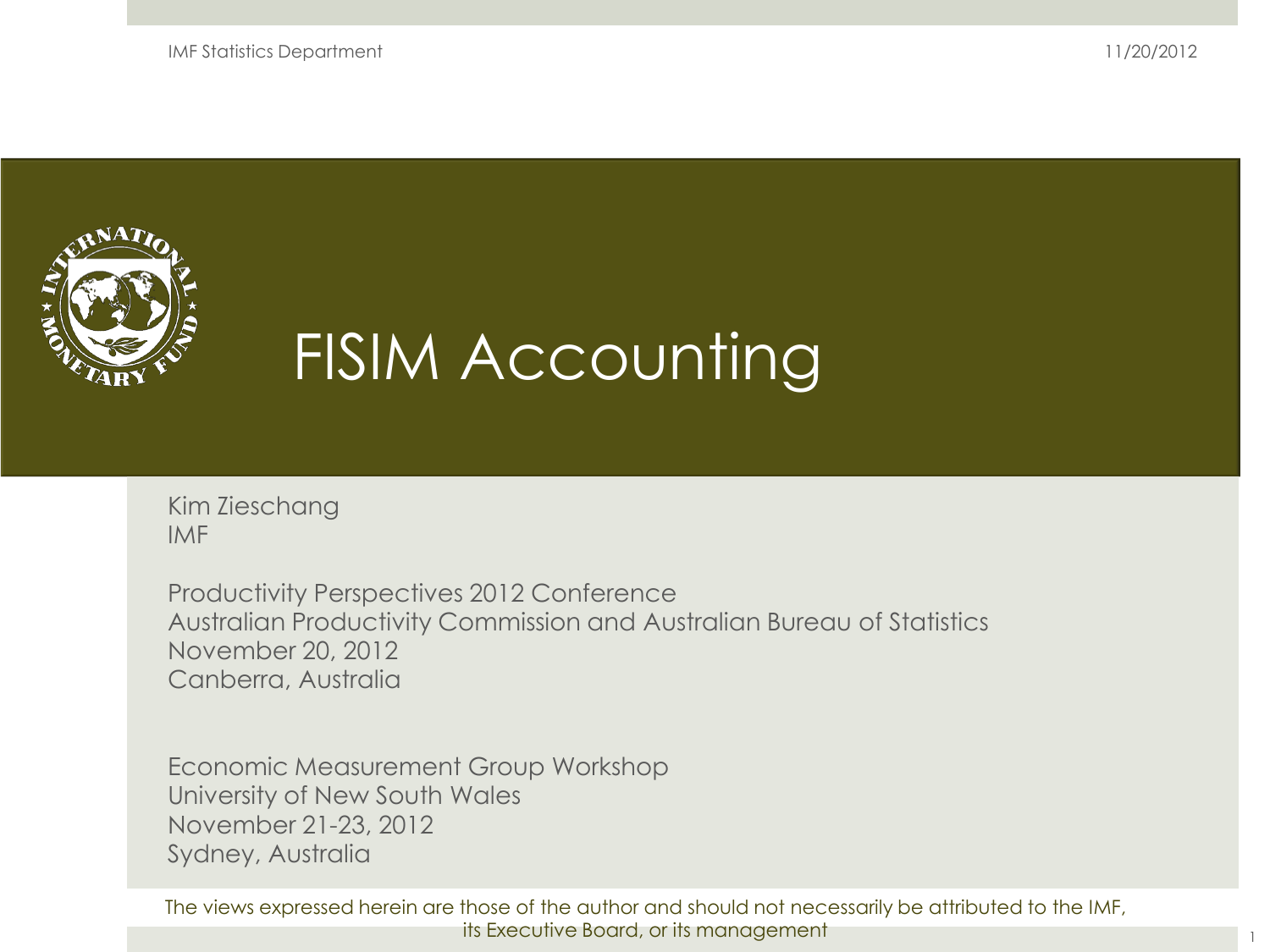# FISIM Accounting

Kim Zieschang
IMF

Productivity Perspectives 2012 Conference
Australian Productivity Commission and Australian Bureau of Statistics
November 20, 2012
Canberra, Australia

Economic Measurement Group Workshop
University of New South Wales
November 21-23, 2012
Sydney, Australia

The views expressed herein are those of the author and should not necessarily be attributed to the IMF, its Executive Board, or its management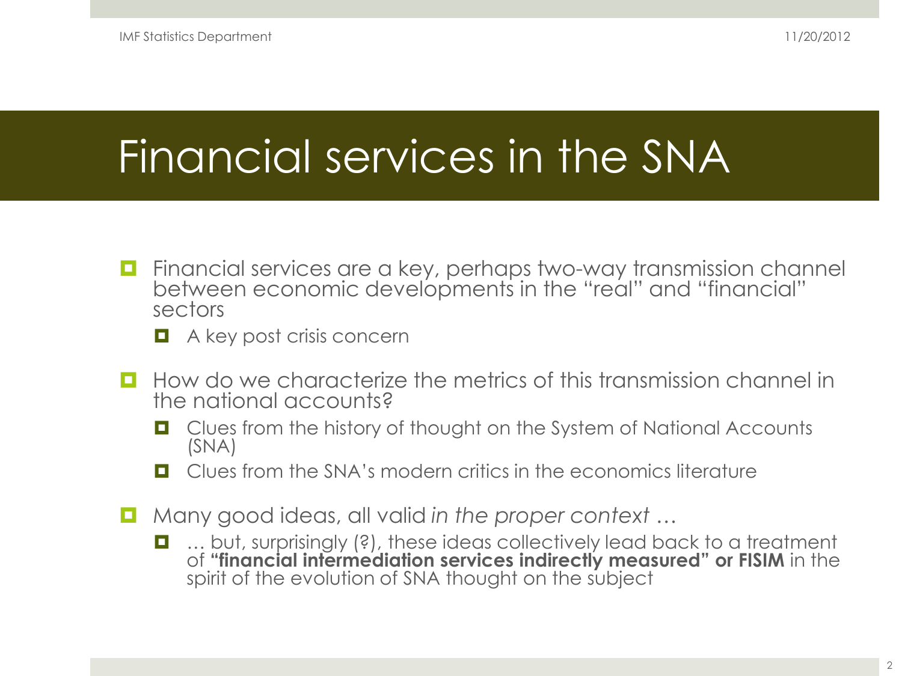# Financial services in the SNA

- Financial services are a key, perhaps two-way transmission channel between economic developments in the "real" and "financial" sectors
  - A key post crisis concern
- How do we characterize the metrics of this transmission channel in the national accounts?
  - Clues from the history of thought on the System of National Accounts (SNA)
  - Clues from the SNA's modern critics in the economics literature
- Many good ideas, all valid *in the proper context …*
  - … but, surprisingly (?), these ideas collectively lead back to a treatment of **"financial intermediation services indirectly measured" or FISIM** in the spirit of the evolution of SNA thought on the subject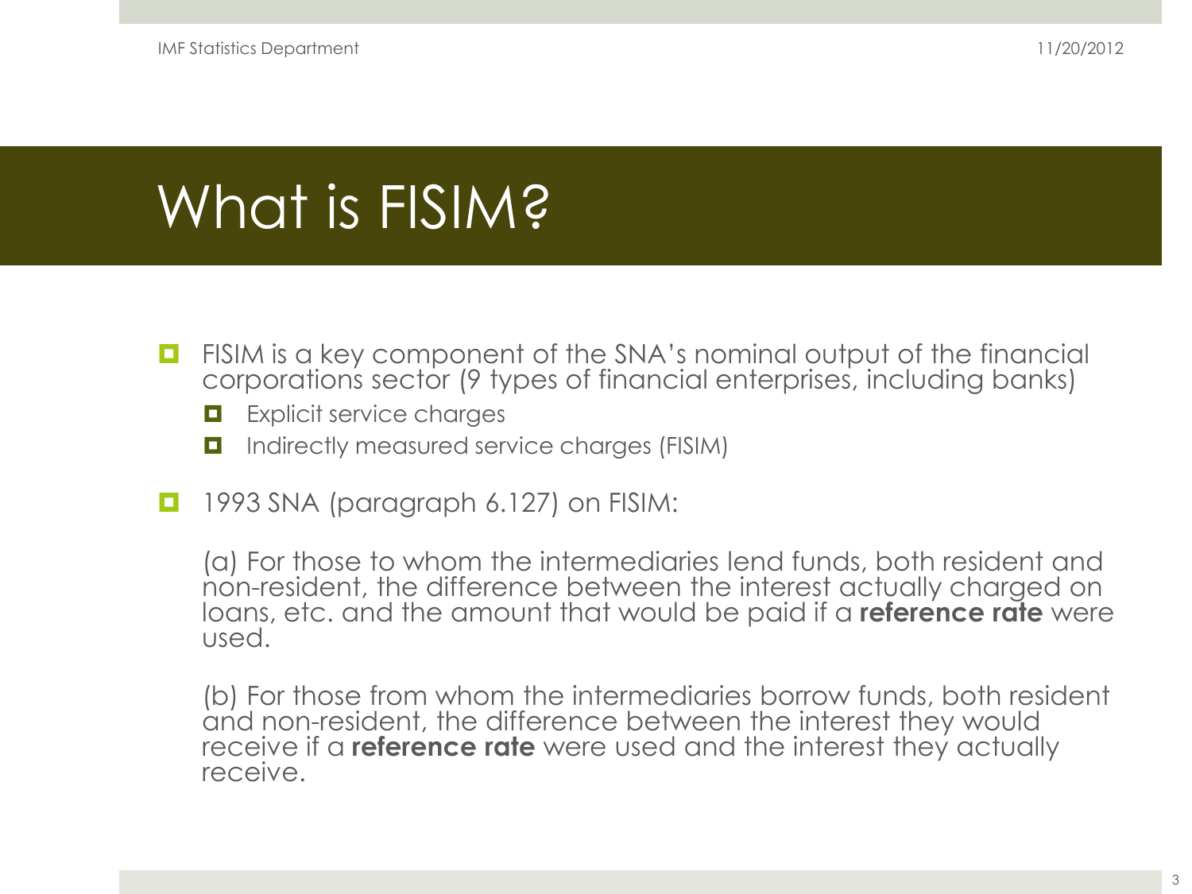# What is FISIM?

- FISIM is a key component of the SNA's nominal output of the financial corporations sector (9 types of financial enterprises, including banks)
  - Explicit service charges
  - Indirectly measured service charges (FISIM)
- 1993 SNA (paragraph 6.127) on FISIM:

  (a) For those to whom the intermediaries lend funds, both resident and non-resident, the difference between the interest actually charged on loans, etc. and the amount that would be paid if a **reference rate** were used.

  (b) For those from whom the intermediaries borrow funds, both resident and non-resident, the difference between the interest they would receive if a **reference rate** were used and the interest they actually receive.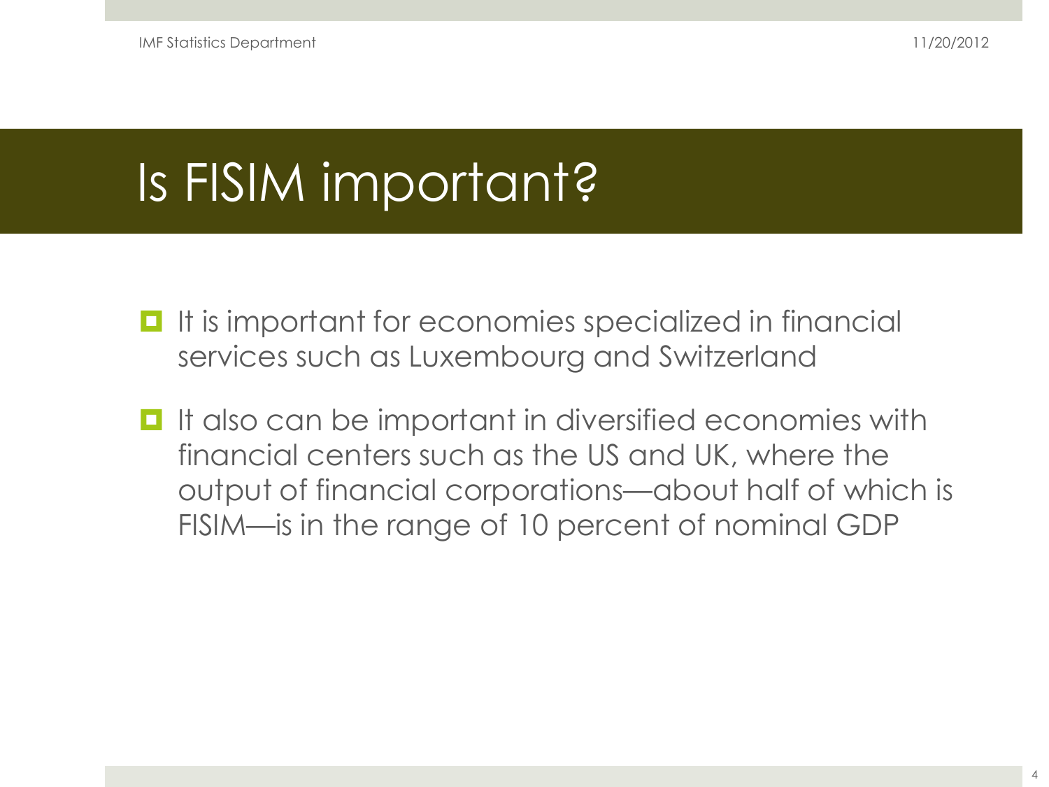# Is FISIM important?

- It is important for economies specialized in financial services such as Luxembourg and Switzerland
- It also can be important in diversified economies with financial centers such as the US and UK, where the output of financial corporations—about half of which is FISIM—is in the range of 10 percent of nominal GDP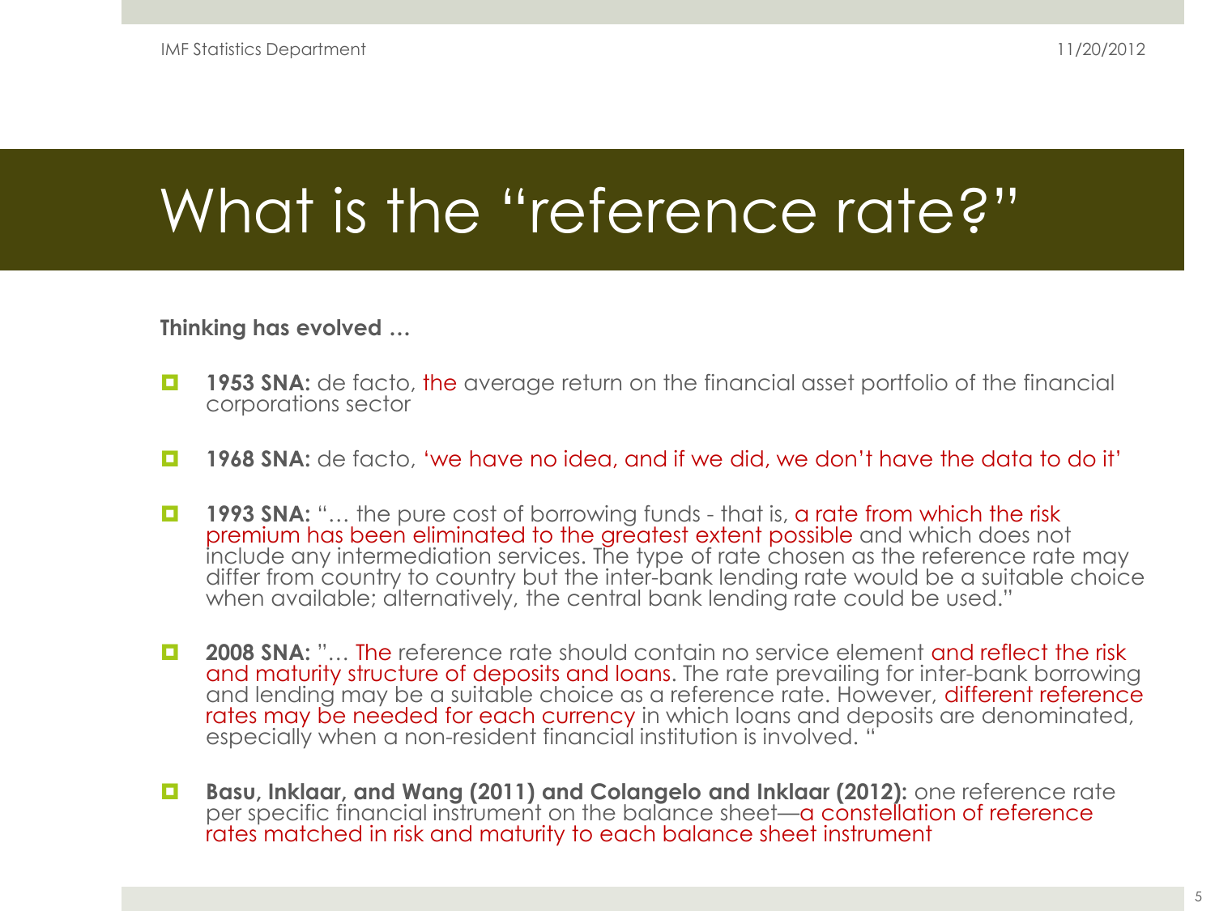# What is the "reference rate?"

**Thinking has evolved …**

- **1953 SNA:** de facto, the average return on the financial asset portfolio of the financial corporations sector
- **1968 SNA:** de facto, 'we have no idea, and if we did, we don't have the data to do it'
- **1993 SNA:** "… the pure cost of borrowing funds - that is, a rate from which the risk premium has been eliminated to the greatest extent possible and which does not include any intermediation services. The type of rate chosen as the reference rate may differ from country to country but the inter-bank lending rate would be a suitable choice when available; alternatively, the central bank lending rate could be used."
- **2008 SNA:** "… The reference rate should contain no service element and reflect the risk and maturity structure of deposits and loans. The rate prevailing for inter-bank borrowing and lending may be a suitable choice as a reference rate. However, different reference rates may be needed for each currency in which loans and deposits are denominated, especially when a non-resident financial institution is involved. "
- **Basu, Inklaar, and Wang (2011) and Colangelo and Inklaar (2012):** one reference rate per specific financial instrument on the balance sheet—a constellation of reference rates matched in risk and maturity to each balance sheet instrument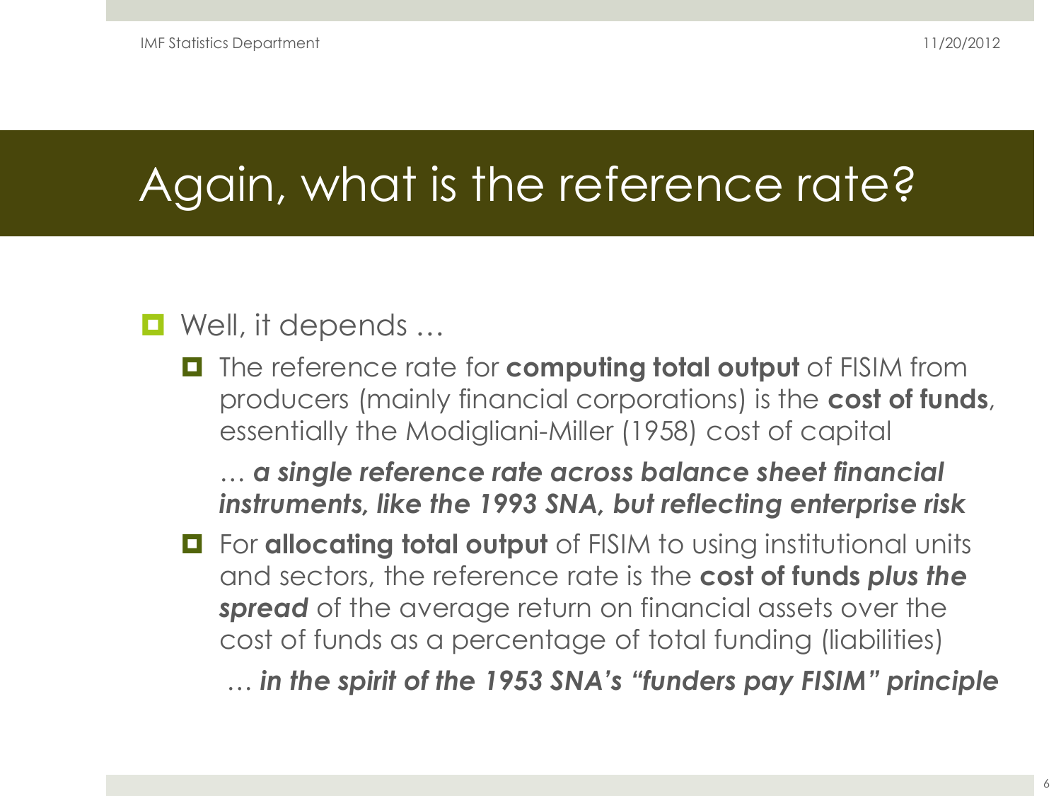# Again, what is the reference rate?

- Well, it depends …
  - The reference rate for **computing total output** of FISIM from producers (mainly financial corporations) is the **cost of funds**, essentially the Modigliani-Miller (1958) cost of capital

    … ***a single reference rate across balance sheet financial instruments, like the 1993 SNA, but reflecting enterprise risk***

  - For **allocating total output** of FISIM to using institutional units and sectors, the reference rate is the **cost of funds *plus the spread*** of the average return on financial assets over the cost of funds as a percentage of total funding (liabilities)

    … ***in the spirit of the 1953 SNA's "funders pay FISIM" principle***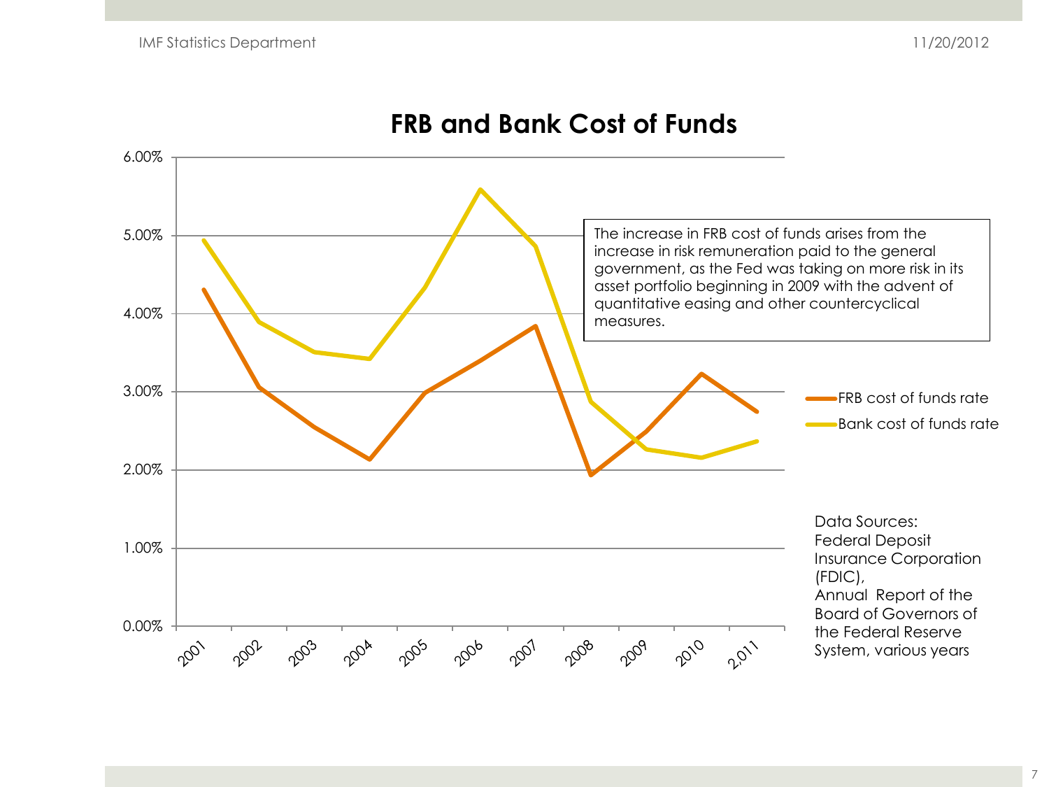## FRB and Bank Cost of Funds

The increase in FRB cost of funds arises from the increase in risk remuneration paid to the general government, as the Fed was taking on more risk in its asset portfolio beginning in 2009 with the advent of quantitative easing and other countercyclical measures.

FRB cost of funds rate

Bank cost of funds rate

6.00%
5.00%
4.00%
3.00%
2.00%
1.00%
0.00%

2001 2002 2003 2004 2005 2006 2007 2008 2009 2010 2,011

Data Sources:
Federal Deposit Insurance Corporation (FDIC),
Annual Report of the Board of Governors of the Federal Reserve System, various years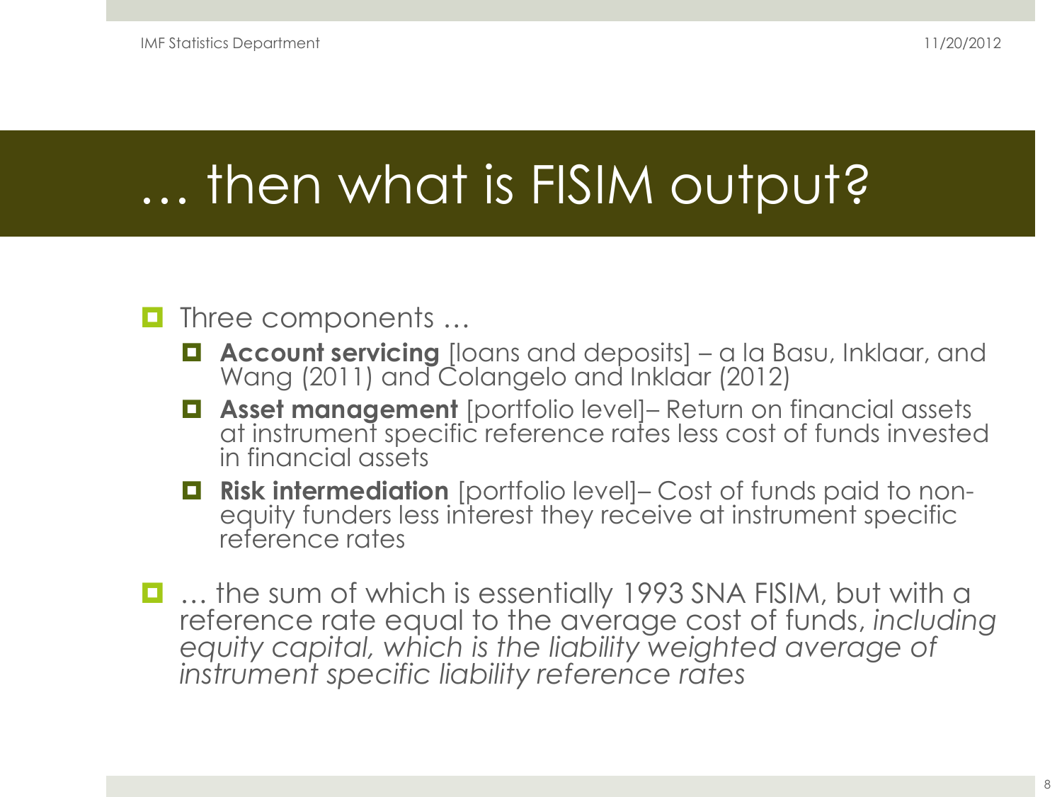# … then what is FISIM output?

- Three components …
  - **Account servicing** [loans and deposits] – a la Basu, Inklaar, and Wang (2011) and Colangelo and Inklaar (2012)
  - **Asset management** [portfolio level]– Return on financial assets at instrument specific reference rates less cost of funds invested in financial assets
  - **Risk intermediation** [portfolio level]– Cost of funds paid to non-equity funders less interest they receive at instrument specific reference rates
- … the sum of which is essentially 1993 SNA FISIM, but with a reference rate equal to the average cost of funds, *including equity capital, which is the liability weighted average of instrument specific liability reference rates*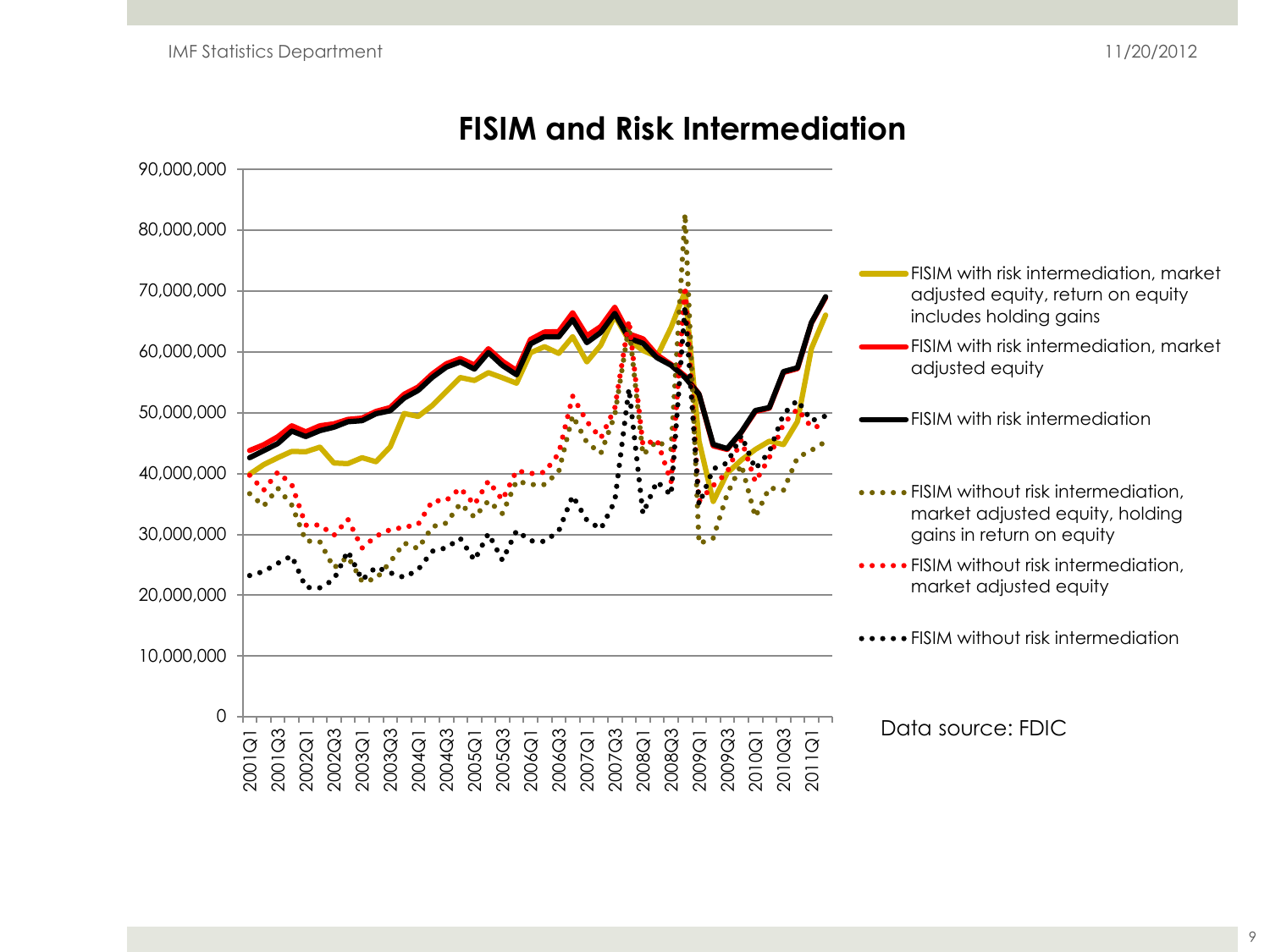# FISIM and Risk Intermediation

- FISIM with risk intermediation, market adjusted equity, return on equity includes holding gains
- FISIM with risk intermediation, market adjusted equity
- FISIM with risk intermediation
- FISIM without risk intermediation, market adjusted equity, holding gains in return on equity
- FISIM without risk intermediation, market adjusted equity
- FISIM without risk intermediation

Y-axis: 0 to 90,000,000 (increments of 10,000,000)

X-axis: 2001Q1, 2001Q3, 2002Q1, 2002Q3, 2003Q1, 2003Q3, 2004Q1, 2004Q3, 2005Q1, 2005Q3, 2006Q1, 2006Q3, 2007Q1, 2007Q3, 2008Q1, 2008Q3, 2009Q1, 2009Q3, 2010Q1, 2010Q3, 2011Q1

Data source: FDIC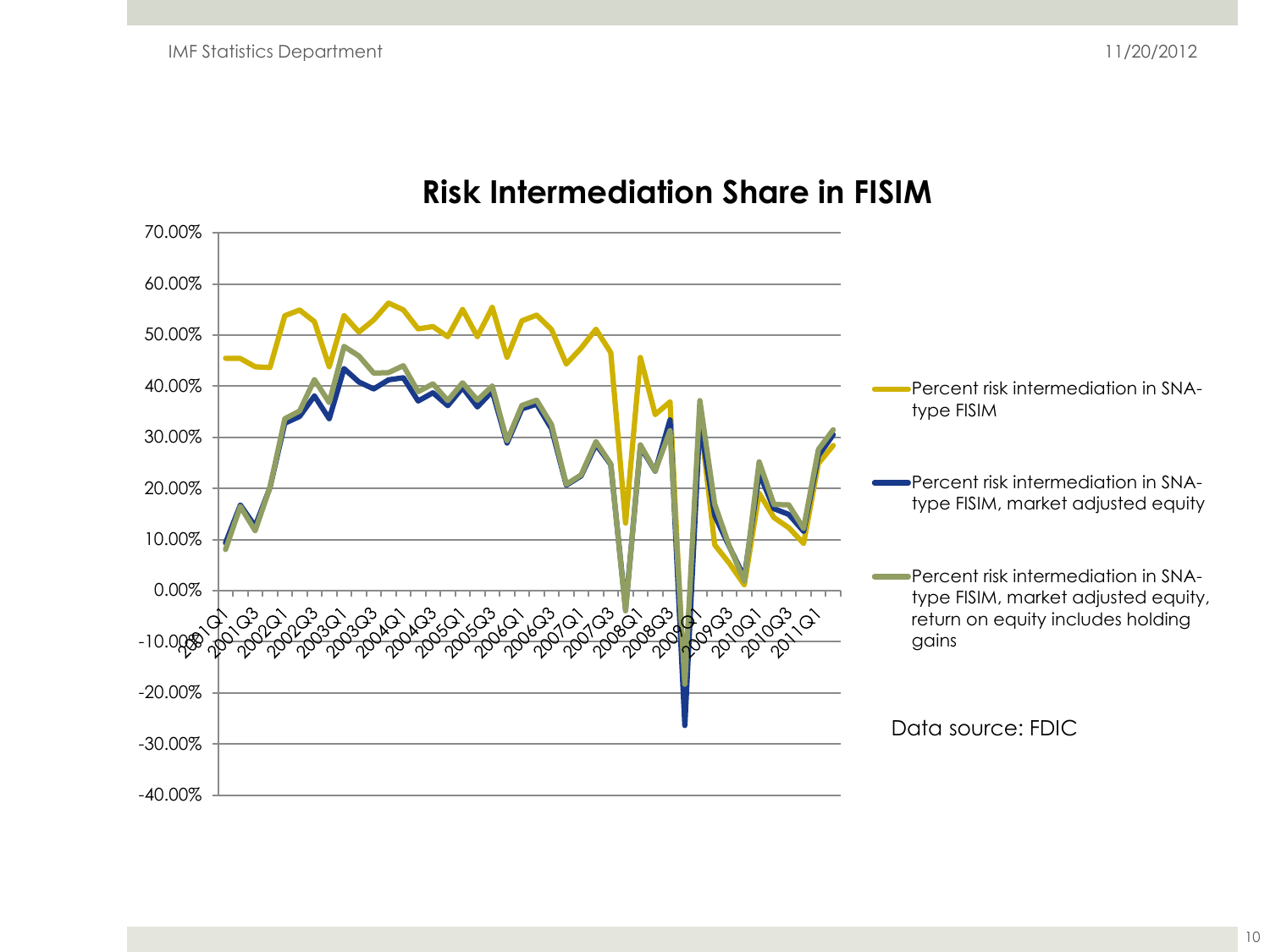# Risk Intermediation Share in FISIM

- Percent risk intermediation in SNA-type FISIM
- Percent risk intermediation in SNA-type FISIM, market adjusted equity
- Percent risk intermediation in SNA-type FISIM, market adjusted equity, return on equity includes holding gains

Data source: FDIC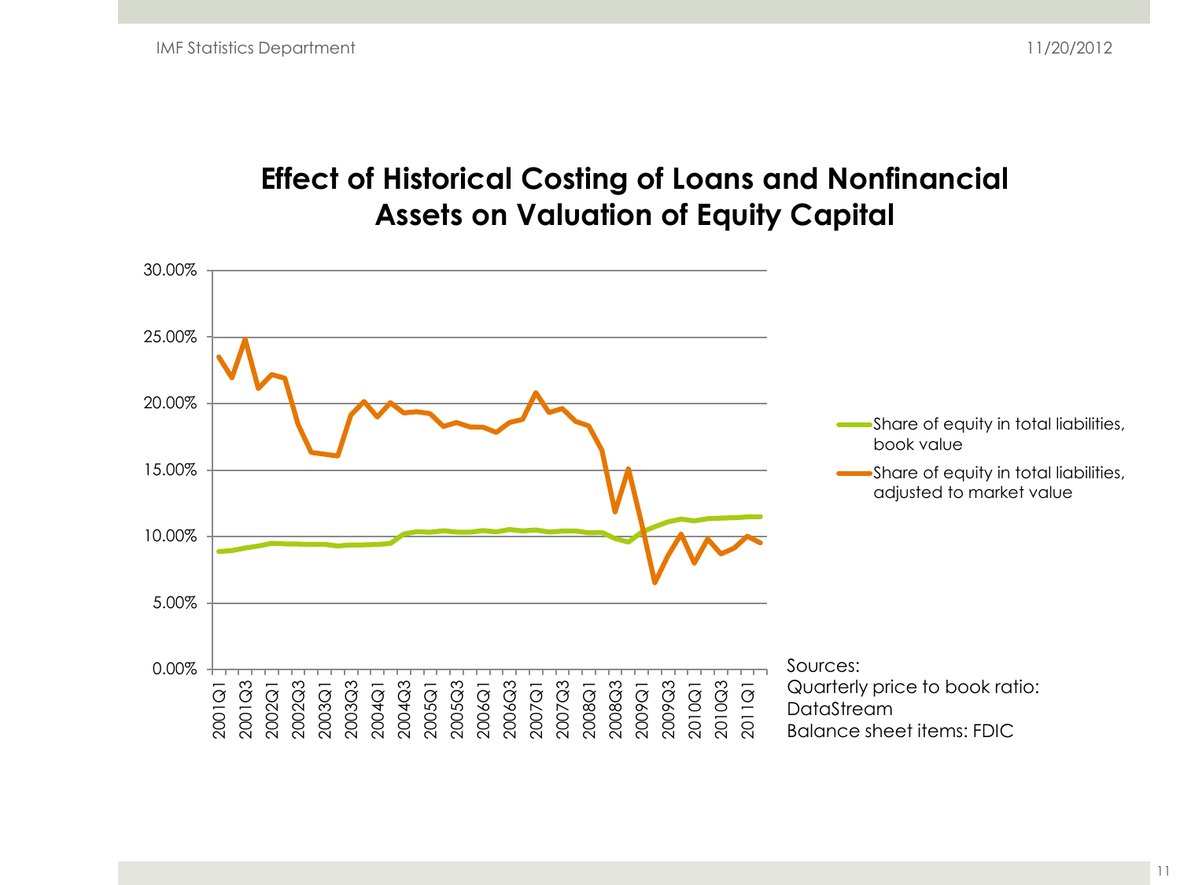# Effect of Historical Costing of Loans and Nonfinancial Assets on Valuation of Equity Capital

Share of equity in total liabilities, book value

Share of equity in total liabilities, adjusted to market value

Sources:
Quarterly price to book ratio: DataStream
Balance sheet items: FDIC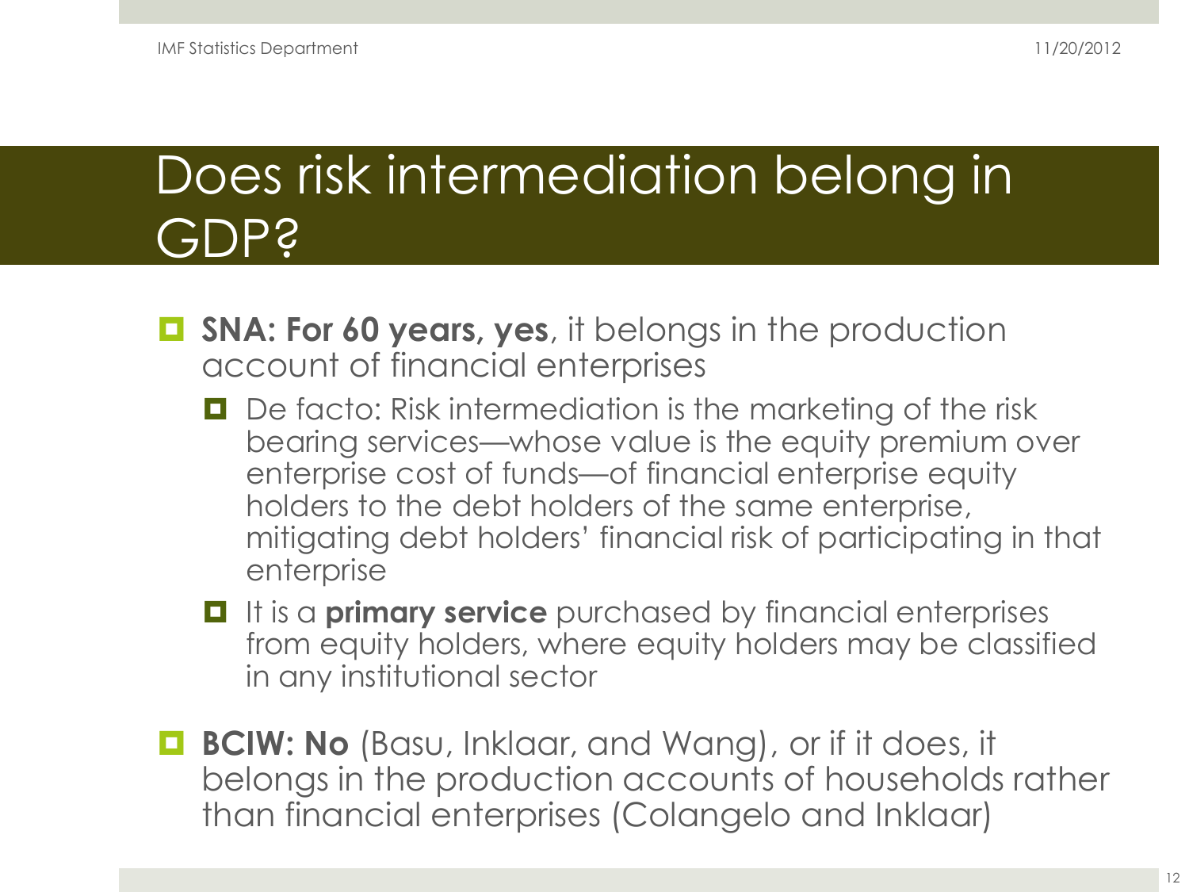# Does risk intermediation belong in GDP?

- **SNA: For 60 years, yes**, it belongs in the production account of financial enterprises
  - De facto: Risk intermediation is the marketing of the risk bearing services—whose value is the equity premium over enterprise cost of funds—of financial enterprise equity holders to the debt holders of the same enterprise, mitigating debt holders' financial risk of participating in that enterprise
  - It is a **primary service** purchased by financial enterprises from equity holders, where equity holders may be classified in any institutional sector
- **BCIW: No** (Basu, Inklaar, and Wang), or if it does, it belongs in the production accounts of households rather than financial enterprises (Colangelo and Inklaar)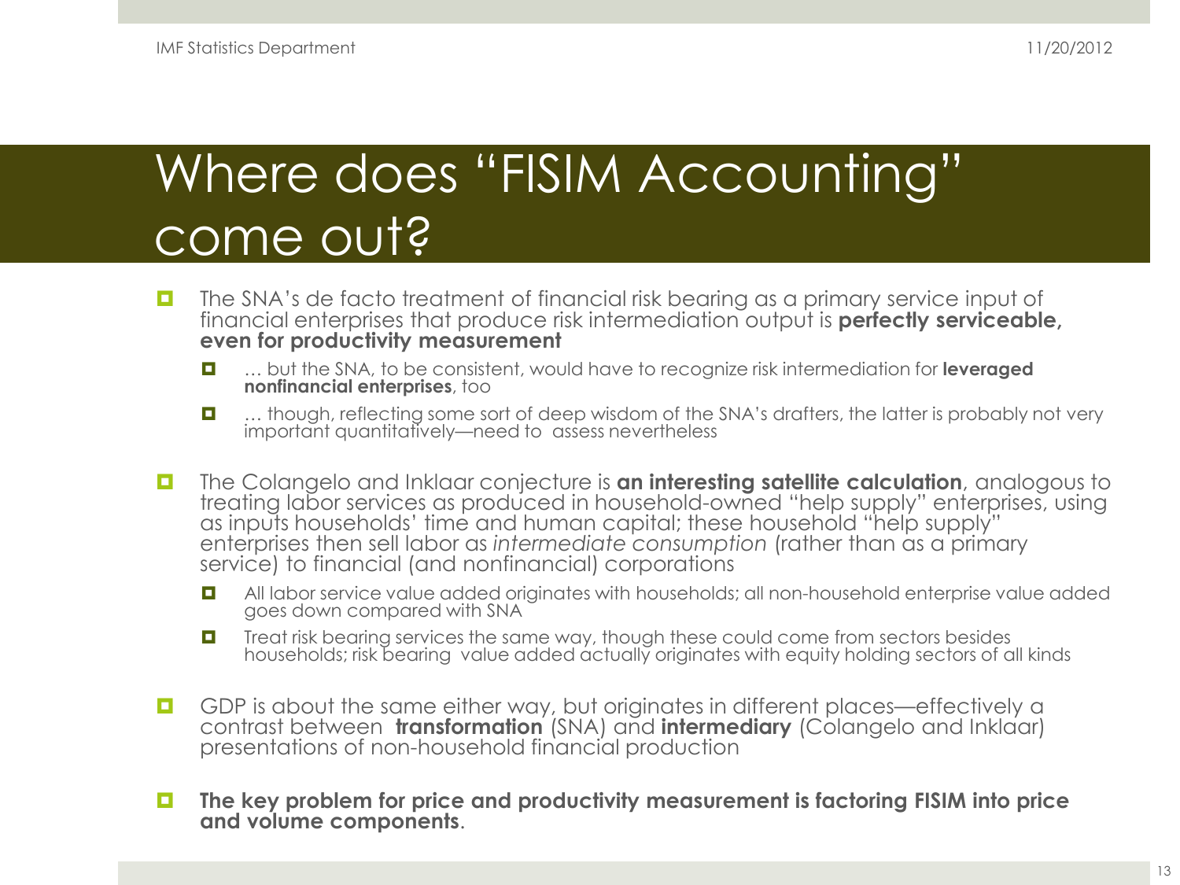# Where does "FISIM Accounting" come out?

- The SNA's de facto treatment of financial risk bearing as a primary service input of financial enterprises that produce risk intermediation output is **perfectly serviceable, even for productivity measurement**
  - … but the SNA, to be consistent, would have to recognize risk intermediation for **leveraged nonfinancial enterprises**, too
  - … though, reflecting some sort of deep wisdom of the SNA's drafters, the latter is probably not very important quantitatively—need to assess nevertheless
- The Colangelo and Inklaar conjecture is **an interesting satellite calculation**, analogous to treating labor services as produced in household-owned "help supply" enterprises, using as inputs households' time and human capital; these household "help supply" enterprises then sell labor as *intermediate consumption* (rather than as a primary service) to financial (and nonfinancial) corporations
  - All labor service value added originates with households; all non-household enterprise value added goes down compared with SNA
  - Treat risk bearing services the same way, though these could come from sectors besides households; risk bearing value added actually originates with equity holding sectors of all kinds
- GDP is about the same either way, but originates in different places—effectively a contrast between **transformation** (SNA) and **intermediary** (Colangelo and Inklaar) presentations of non-household financial production
- **The key problem for price and productivity measurement is factoring FISIM into price and volume components**.